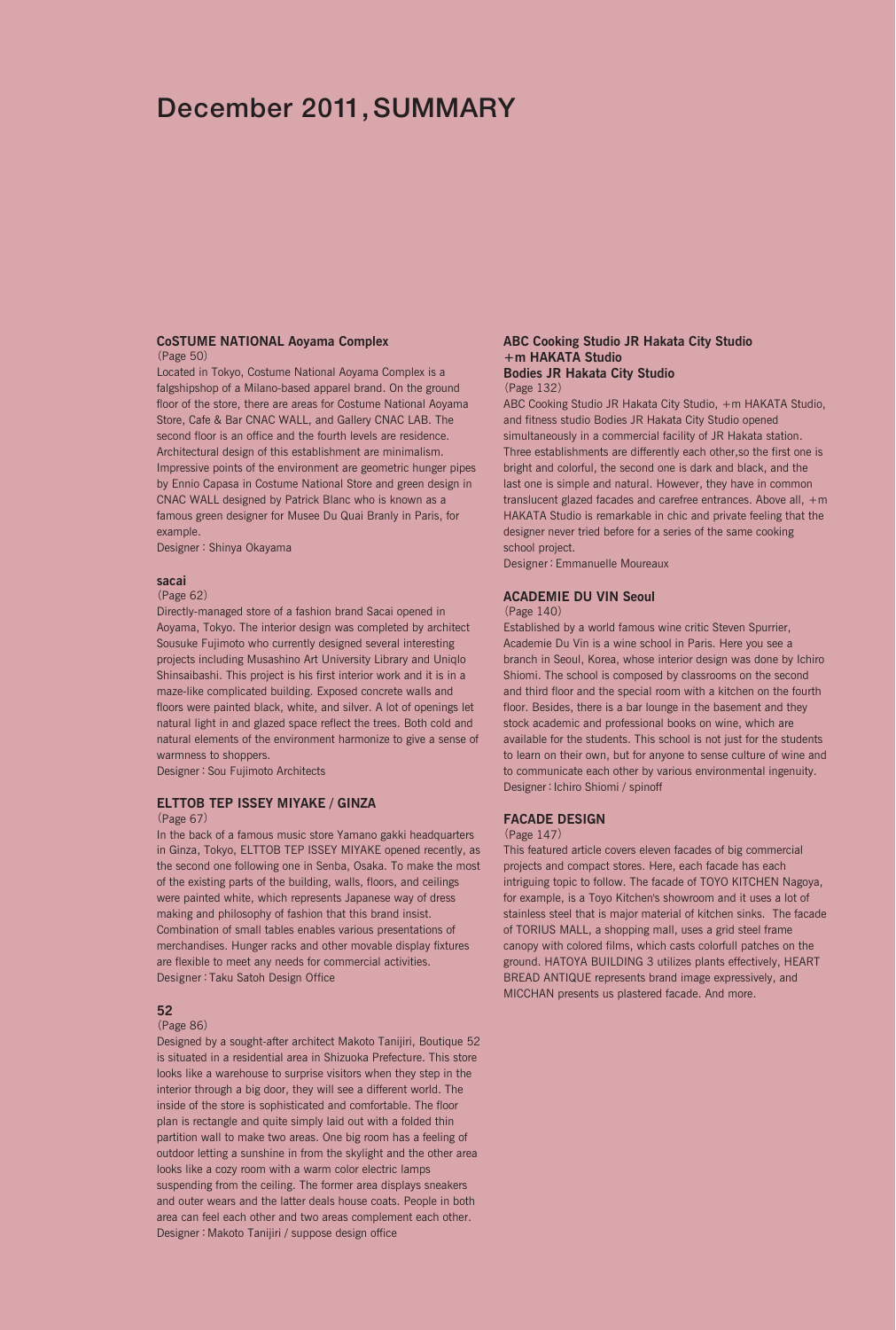# December 2011, SUMMARY

### CoSTUME NATIONAL Aoyama Complex

(Page 50)

Located in Tokyo, Costume National Aoyama Complex is a falgshipshop of a Milano-based apparel brand. On the ground floor of the store, there are areas for Costume National Aoyama Store, Cafe & Bar CNAC WALL, and Gallery CNAC LAB. The second floor is an office and the fourth levels are residence. Architectural design of this establishment are minimalism. Impressive points of the environment are geometric hunger pipes by Ennio Capasa in Costume National Store and green design in CNAC WALL designed by Patrick Blanc who is known as a famous green designer for Musee Du Quai Branly in Paris, for example.

Designer : Shinya Okayama

### sacai

(Page 62)

Directly-managed store of a fashion brand Sacai opened in Aoyama, Tokyo. The interior design was completed by architect Sousuke Fujimoto who currently designed several interesting projects including Musashino Art University Library and Uniqlo Shinsaibashi. This project is his first interior work and it is in a maze-like complicated building. Exposed concrete walls and floors were painted black, white, and silver. A lot of openings let natural light in and glazed space reflect the trees. Both cold and natural elements of the environment harmonize to give a sense of warmness to shoppers.

Designer : Sou Fujimoto Architects

### ELTTOB TEP ISSEY MIYAKE / GINZA

(Page 67)

In the back of a famous music store Yamano gakki headquarters in Ginza, Tokyo, ELTTOB TEP ISSEY MIYAKE opened recently, as the second one following one in Senba, Osaka. To make the most of the existing parts of the building, walls, floors, and ceilings were painted white, which represents Japanese way of dress making and philosophy of fashion that this brand insist. Combination of small tables enables various presentations of merchandises. Hunger racks and other movable display fixtures are flexible to meet any needs for commercial activities.

Designer : Taku Satoh Design Office

### 52

(Page 86)

Designed by a sought-after architect Makoto Tanijiri, Boutique 52 is situated in a residential area in Shizuoka Prefecture. This store looks like a warehouse to surprise visitors when they step in the interior through a big door, they will see a different world. The inside of the store is sophisticated and comfortable. The floor plan is rectangle and quite simply laid out with a folded thin partition wall to make two areas. One big room has a feeling of outdoor letting a sunshine in from the skylight and the other area looks like a cozy room with a warm color electric lamps suspending from the ceiling. The former area displays sneakers and outer wears and the latter deals house coats. People in both area can feel each other and two areas complement each other.

Designer : Makoto Tanijiri / suppose design office

### ABC Cooking Studio JR Hakata City Studio +m HAKATA Studio Bodies JR Hakata City Studio

(Page 132)

ABC Cooking Studio JR Hakata City Studio, +m HAKATA Studio, and fitness studio Bodies JR Hakata City Studio opened simultaneously in a commercial facility of JR Hakata station. Three establishments are differently each other,so the first one is bright and colorful, the second one is dark and black, and the last one is simple and natural. However, they have in common translucent glazed facades and carefree entrances. Above all, +m HAKATA Studio is remarkable in chic and private feeling that the designer never tried before for a series of the same cooking school project.

Designer : Emmanuelle Moureaux

### ACADEMIE DU VIN Seoul

(Page 140)

Established by a world famous wine critic Steven Spurrier, Academie Du Vin is a wine school in Paris. Here you see a branch in Seoul, Korea, whose interior design was done by Ichiro Shiomi. The school is composed by classrooms on the second and third floor and the special room with a kitchen on the fourth floor. Besides, there is a bar lounge in the basement and they stock academic and professional books on wine, which are available for the students. This school is not just for the students to learn on their own, but for anyone to sense culture of wine and to communicate each other by various environmental ingenuity.

Designer : Ichiro Shiomi / spinoff

### FACADE DESIGN

(Page 147)

This featured article covers eleven facades of big commercial projects and compact stores. Here, each facade has each intriguing topic to follow. The facade of TOYO KITCHEN Nagoya, for example, is a Toyo Kitchen's showroom and it uses a lot of stainless steel that is major material of kitchen sinks. The facade of TORIUS MALL, a shopping mall, uses a grid steel frame canopy with colored films, which casts colorfull patches on the ground. HATOYA BUILDING 3 utilizes plants effectively, HEART BREAD ANTIQUE represents brand image expressively, and MICCHAN presents us plastered facade. And more.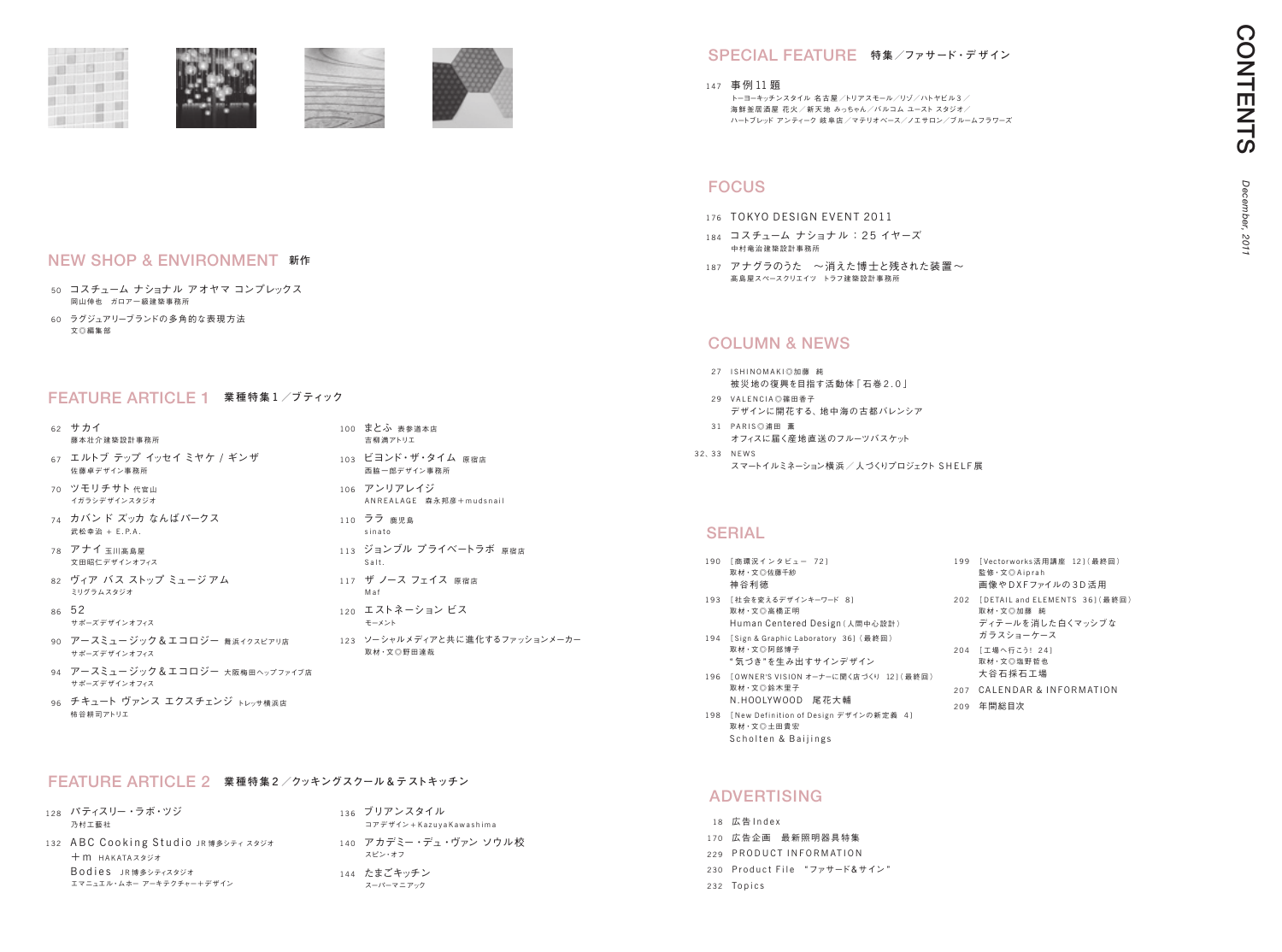# CONTENTS

*December, 2011*

## NEW SHOP & ENVIRONMENT 新作

- 50 コスチューム ナショナル アオヤマ コンプレックス
  岡山伸也 ガロアー級建築事務所
- 60 ラグジュアリーブランドの多角的な表現方法
  文◎編集部

## FEATURE ARTICLE 1 業種特集1／ブティック

- 62 サカイ
  藤本壮介建築設計事務所
- 67 エルトブ テップ イッセイ ミヤケ / ギンザ
  佐藤卓デザイン事務所
- 70 ツモリチサト 代官山
  イガラシデザインスタジオ
- 74 カバン ド ズッカ なんばパークス
  武松幸治 + E.P.A.
- 78 アナイ 玉川高島屋
  文田昭仁デザインオフィス
- 82 ヴィア バス ストップ ミュージアム
  ミリグラムスタジオ
- 86 52
  サポーズデザインオフィス
- 90 アースミュージック＆エコロジー 舞浜イクスピアリ店
  サポーズデザインオフィス
- 94 アースミュージック＆エコロジー 大阪梅田ヘップファイブ店
  サポーズデザインオフィス
- 96 チキュート ヴァンス エクスチェンジ トレッサ横浜店
  柿谷耕司アトリエ
- 100 まとふ 表参道本店
  吉柳満アトリエ
- 103 ビヨンド・ザ・タイム 原宿店
  西脇一郎デザイン事務所
- 106 アンリアレイジ
  ANREALAGE 森永邦彦＋mudsnail
- 110 ララ 鹿児島
  sinato
- 113 ジョンブル プライベートラボ 原宿店
  Salt.
- 117 ザ ノース フェイス 原宿店
  Maf
- 120 エストネーション ビス
  モーメント
- 123 ソーシャルメディアと共に進化するファッションメーカー
  取材・文◎野田達哉

## FEATURE ARTICLE 2 業種特集2／クッキングスクール＆テストキッチン

- 128 パティスリー・ラボ・ツジ
  乃村工藝社
- 132 ABC Cooking Studio JR博多シティスタジオ
  ＋m HAKATAスタジオ
  Bodies JR博多シティスタジオ
  エマニュエル・ムホー アーキテクチャー＋デザイン
- 136 ブリアンスタイル
  コアデザイン＋KazuyaKawashima
- 140 アカデミー・デュ・ヴァン ソウル校
  スピン・オフ
- 144 たまごキッチン
  スーパーマニアック

## SPECIAL FEATURE 特集／ファサード・デザイン

- 147 事例11題
  トーヨーキッチンスタイル 名古屋／トリアスモール／リゾ／ハトヤビル3／
  海鮮釜居酒屋 花火／新天地 みっちゃん／バルコム ユースト スタジオ／
  ハートブレッド アンティーク 岐阜店／マテリオベース／ノエサロン／ブルームフラワーズ

## FOCUS

- 176 TOKYO DESIGN EVENT 2011
- 184 コスチューム ナショナル：25 イヤーズ
  中村竜治建築設計事務所
- 187 アナグラのうた 〜消えた博士と残された装置〜
  高島屋スペースクリエイツ トラフ建築設計事務所

## COLUMN & NEWS

- 27 ISHINOMAKI◎加藤 純
  被災地の復興を目指す活動体「石巻2.0」
- 29 VALENCIA◎篠田香子
  デザインに開花する、地中海の古都バレンシア
- 31 PARIS◎浦田 薫
  オフィスに届く産地直送のフルーツバスケット
- 32, 33 NEWS
  スマートイルミネーション横浜／人づくりプロジェクト SHELF展

## SERIAL

- 190 ［商環況インタビュー 72］
  取材・文◎佐藤千紗
  神谷利徳
- 193 ［社会を変えるデザインキーワード 8］
  取材・文◎高橋正明
  Human Centered Design（人間中心設計）
- 194 ［Sign & Graphic Laboratory 36］（最終回）
  取材・文◎阿部博子
  "気づき"を生み出すサインデザイン
- 196 ［OWNER'S VISION オーナーに聞く店づくり 12］（最終回）
  取材・文◎鈴木里子
  N.HOOLYWOOD 尾花大輔
- 198 ［New Definition of Design デザインの新定義 4］
  取材・文◎土田貴宏
  Scholten & Baijings
- 199 ［Vectorworks活用講座 12］（最終回）
  監修・文◎Aiprah
  画像やDXFファイルの3D活用
- 202 ［DETAIL and ELEMENTS 36］（最終回）
  取材・文◎加藤 純
  ディテールを消した白くマッシブなガラスショーケース
- 204 ［工場へ行こう! 24］
  取材・文◎塩野哲也
  大谷石採石工場
- 207 CALENDAR & INFORMATION
- 209 年間総目次

## ADVERTISING

- 18 広告Index
- 170 広告企画 最新照明器具特集
- 229 PRODUCT INFORMATION
- 230 Product File "ファサード&サイン"
- 232 Topics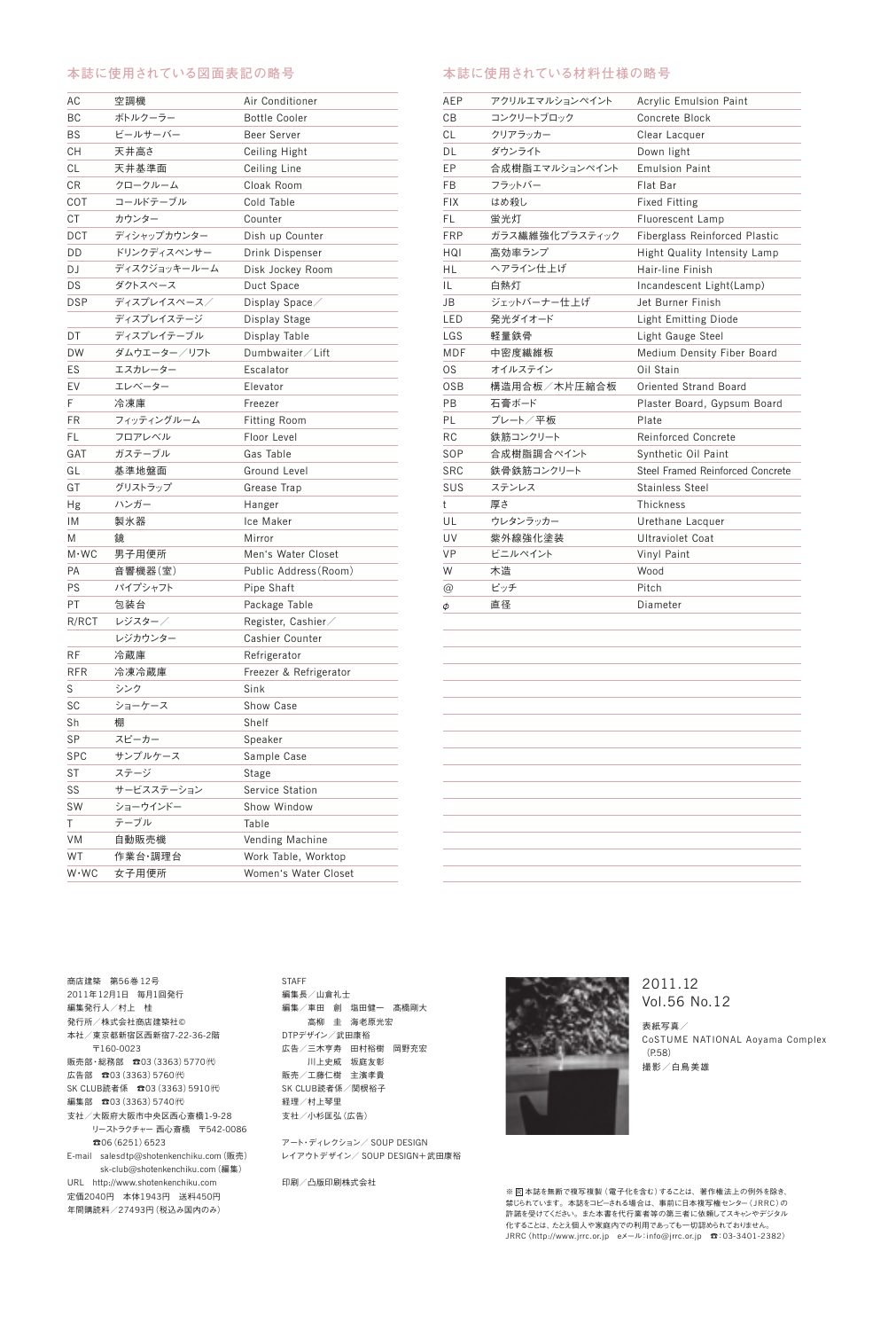## 本誌に使用されている図面表記の略号

| | | |
|---|---|---|
| AC | 空調機 | Air Conditioner |
| BC | ボトルクーラー | Bottle Cooler |
| BS | ビールサーバー | Beer Server |
| CH | 天井高さ | Ceiling Hight |
| CL | 天井基準面 | Ceiling Line |
| CR | クロークルーム | Cloak Room |
| COT | コールドテーブル | Cold Table |
| CT | カウンター | Counter |
| DCT | ディシャップカウンター | Dish up Counter |
| DD | ドリンクディスペンサー | Drink Dispenser |
| DJ | ディスクジョッキールーム | Disk Jockey Room |
| DS | ダクトスペース | Duct Space |
| DSP | ディスプレイスペース／ディスプレイステージ | Display Space／Display Stage |
| DT | ディスプレイテーブル | Display Table |
| DW | ダムウエーター／リフト | Dumbwaiter／Lift |
| ES | エスカレーター | Escalator |
| EV | エレベーター | Elevator |
| F | 冷凍庫 | Freezer |
| FR | フィッティングルーム | Fitting Room |
| FL | フロアレベル | Floor Level |
| GAT | ガステーブル | Gas Table |
| GL | 基準地盤面 | Ground Level |
| GT | グリストラップ | Grease Trap |
| Hg | ハンガー | Hanger |
| IM | 製氷器 | Ice Maker |
| M | 鏡 | Mirror |
| M･WC | 男子用便所 | Men's Water Closet |
| PA | 音響機器(室) | Public Address(Room) |
| PS | パイプシャフト | Pipe Shaft |
| PT | 包装台 | Package Table |
| R/RCT | レジスター／レジカウンター | Register, Cashier／Cashier Counter |
| RF | 冷蔵庫 | Refrigerator |
| RFR | 冷凍冷蔵庫 | Freezer & Refrigerator |
| S | シンク | Sink |
| SC | ショーケース | Show Case |
| Sh | 棚 | Shelf |
| SP | スピーカー | Speaker |
| SPC | サンプルケース | Sample Case |
| ST | ステージ | Stage |
| SS | サービスステーション | Service Station |
| SW | ショーウインドー | Show Window |
| T | テーブル | Table |
| VM | 自動販売機 | Vending Machine |
| WT | 作業台･調理台 | Work Table, Worktop |
| W･WC | 女子用便所 | Women's Water Closet |

## 本誌に使用されている材料仕様の略号

| | | |
|---|---|---|
| AEP | アクリルエマルションペイント | Acrylic Emulsion Paint |
| CB | コンクリートブロック | Concrete Block |
| CL | クリアラッカー | Clear Lacquer |
| DL | ダウンライト | Down light |
| EP | 合成樹脂エマルションペイント | Emulsion Paint |
| FB | フラットバー | Flat Bar |
| FIX | はめ殺し | Fixed Fitting |
| FL | 蛍光灯 | Fluorescent Lamp |
| FRP | ガラス繊維強化プラスティック | Fiberglass Reinforced Plastic |
| HQI | 高効率ランプ | Hight Quality Intensity Lamp |
| HL | ヘアライン仕上げ | Hair-line Finish |
| IL | 白熱灯 | Incandescent Light(Lamp) |
| JB | ジェットバーナー仕上げ | Jet Burner Finish |
| LED | 発光ダイオード | Light Emitting Diode |
| LGS | 軽量鉄骨 | Light Gauge Steel |
| MDF | 中密度繊維板 | Medium Density Fiber Board |
| OS | オイルステイン | Oil Stain |
| OSB | 構造用合板／木片圧縮合板 | Oriented Strand Board |
| PB | 石膏ボード | Plaster Board, Gypsum Board |
| PL | プレート／平板 | Plate |
| RC | 鉄筋コンクリート | Reinforced Concrete |
| SOP | 合成樹脂調合ペイント | Synthetic Oil Paint |
| SRC | 鉄骨鉄筋コンクリート | Steel Framed Reinforced Concrete |
| SUS | ステンレス | Stainless Steel |
| t | 厚さ | Thickness |
| UL | ウレタンラッカー | Urethane Lacquer |
| UV | 紫外線強化塗装 | Ultraviolet Coat |
| VP | ビニルペイント | Vinyl Paint |
| W | 木造 | Wood |
| @ | ピッチ | Pitch |
| φ | 直径 | Diameter |

商店建築　第56巻12号
2011年12月1日　毎月1回発行
編集発行人／村上　桂
発行所／株式会社商店建築社©
本社／東京都新宿区西新宿7-22-36-2階
〒160-0023
販売部・総務部　☎03(3363)5770㈹
広告部　☎03(3363)5760㈹
SK CLUB読者係　☎03(3363)5910㈹
編集部　☎03(3363)5740㈹
支社／大阪府大阪市中央区西心斎橋1-9-28
リーストラクチャー 西心斎橋　〒542-0086
☎06(6251)6523
E-mail　salesdtp@shotenkenchiku.com (販売)
sk-club@shotenkenchiku.com (編集)
URL　http://www.shotenkenchiku.com
定価2040円　本体1943円　送料450円
年間購読料／27493円(税込み国内のみ)

STAFF
編集長／山倉礼士
編集／車田　創　塩田健一　高橋剛大
高柳　圭　海老原光宏
DTPデザイン／武田康裕
広告／三木亨寿　田村裕樹　岡野充宏
川上史威　坂庭友彰
販売／工藤仁樹　主濱孝貴
SK CLUB読者係／関根裕子
経理／村上琴里
支社／小杉匡弘(広告)

アート・ディレクション／SOUP DESIGN
レイアウトデザイン／SOUP DESIGN＋武田康裕

印刷／凸版印刷株式会社

2011.12
Vol.56 No.12

表紙写真／
CoSTUME NATIONAL Aoyama Complex
(P.58)
撮影／白鳥美雄

※ Ⓡ 本誌を無断で複写複製(電子化を含む)することは、著作権法上の例外を除き、禁じられています。本誌をコピーされる場合は、事前に日本複写権センター(JRRC)の許諾を受けてください。また本書を代行業者等の第三者に依頼してスキャンやデジタル化することは、たとえ個人や家庭内での利用であっても一切認められていません。
JRRC〈http://www.jrrc.or.jp　eメール：info@jrrc.or.jp　☎：03-3401-2382〉